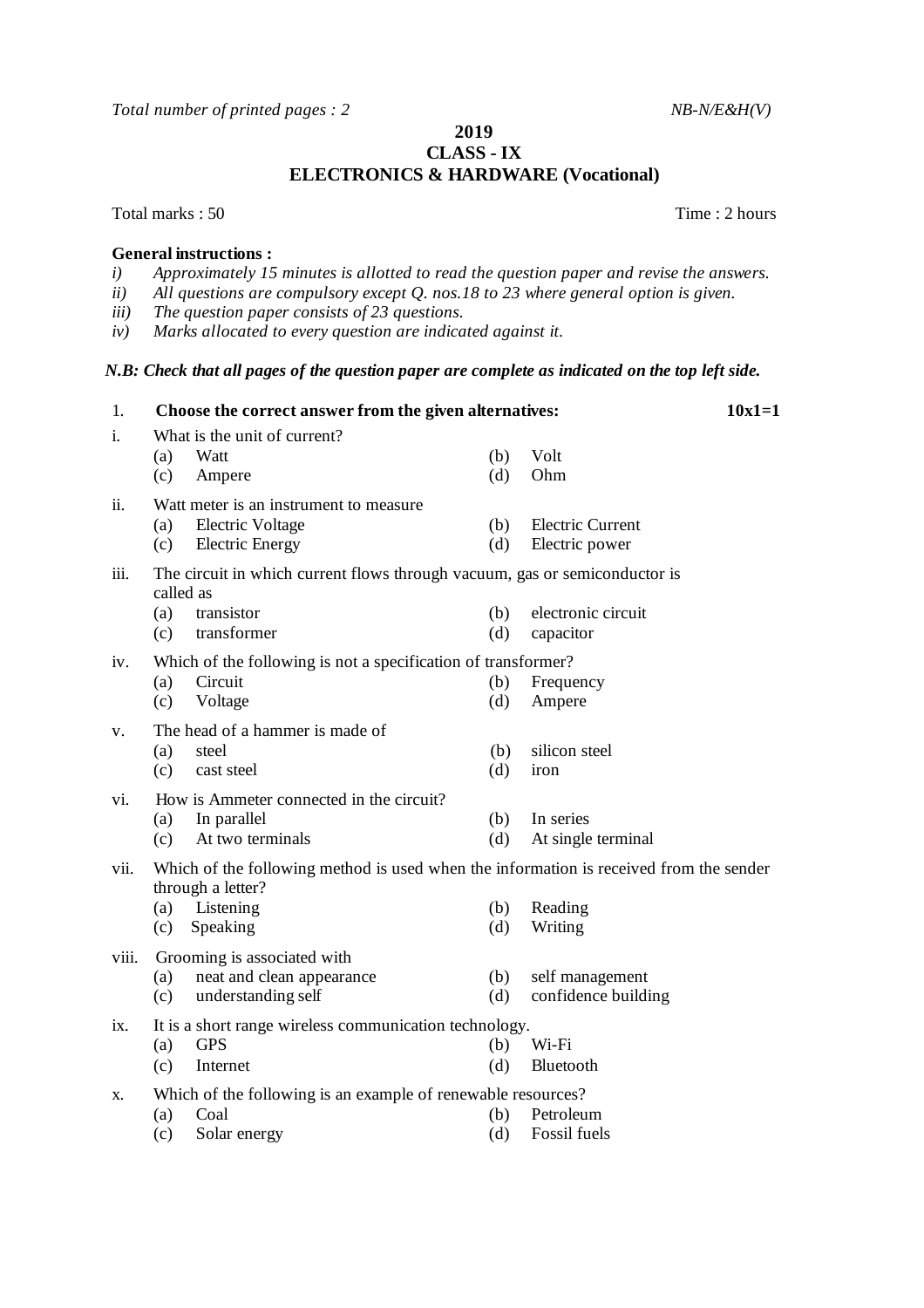*Total number of printed pages : 2* *NB-N/E&H(V)*

**2019**
**CLASS - IX**
**ELECTRONICS & HARDWARE (Vocational)**

Total marks : 50 Time : 2 hours

**General instructions :**

*i) Approximately 15 minutes is allotted to read the question paper and revise the answers.*
*ii) All questions are compulsory except Q. nos.18 to 23 where general option is given.*
*iii) The question paper consists of 23 questions.*
*iv) Marks allocated to every question are indicated against it.*

***N.B: Check that all pages of the question paper are complete as indicated on the top left side.***

1. **Choose the correct answer from the given alternatives:** **10x1=1**

i. What is the unit of current?
   (a) Watt (b) Volt
   (c) Ampere (d) Ohm

ii. Watt meter is an instrument to measure
   (a) Electric Voltage (b) Electric Current
   (c) Electric Energy (d) Electric power

iii. The circuit in which current flows through vacuum, gas or semiconductor is called as
   (a) transistor (b) electronic circuit
   (c) transformer (d) capacitor

iv. Which of the following is not a specification of transformer?
   (a) Circuit (b) Frequency
   (c) Voltage (d) Ampere

v. The head of a hammer is made of
   (a) steel (b) silicon steel
   (c) cast steel (d) iron

vi. How is Ammeter connected in the circuit?
   (a) In parallel (b) In series
   (c) At two terminals (d) At single terminal

vii. Which of the following method is used when the information is received from the sender through a letter?
   (a) Listening (b) Reading
   (c) Speaking (d) Writing

viii. Grooming is associated with
   (a) neat and clean appearance (b) self management
   (c) understanding self (d) confidence building

ix. It is a short range wireless communication technology.
   (a) GPS (b) Wi-Fi
   (c) Internet (d) Bluetooth

x. Which of the following is an example of renewable resources?
   (a) Coal (b) Petroleum
   (c) Solar energy (d) Fossil fuels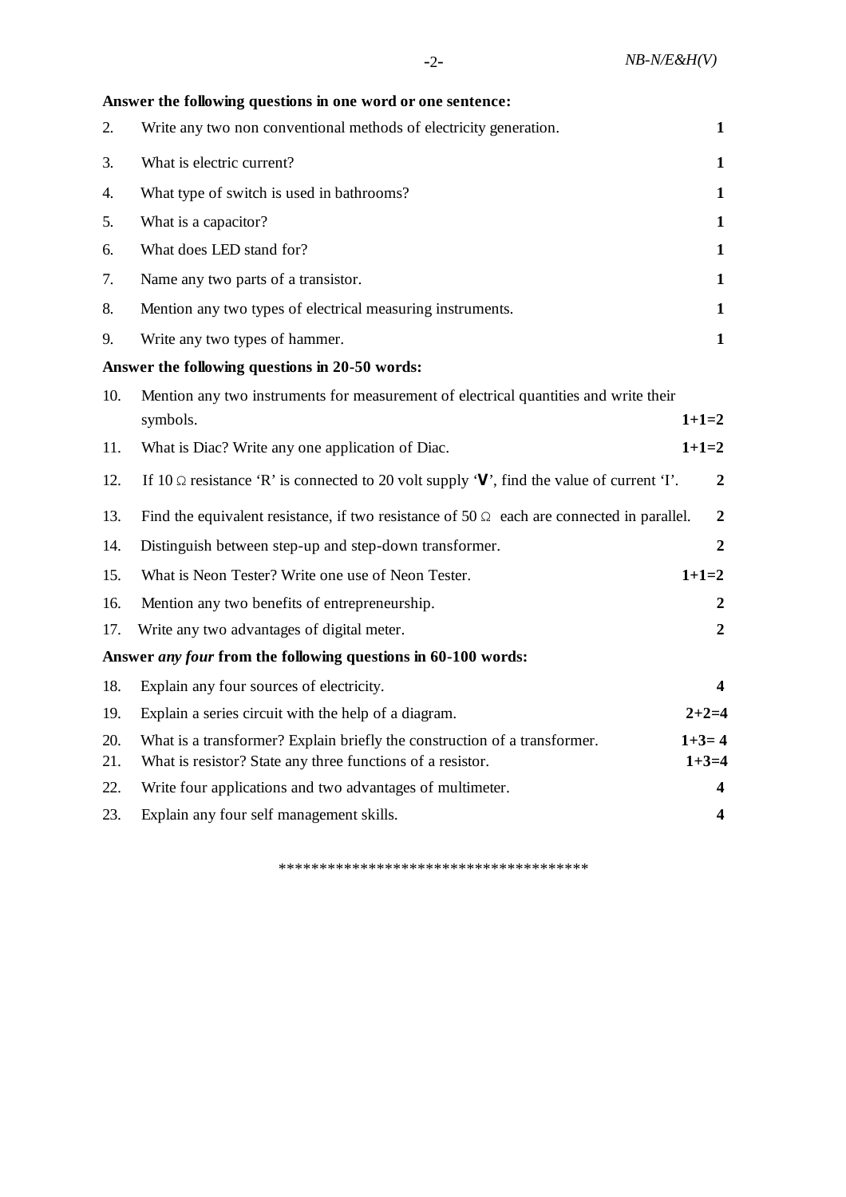**Answer the following questions in one word or one sentence:**

2. Write any two non conventional methods of electricity generation. **1**

3. What is electric current? **1**

4. What type of switch is used in bathrooms? **1**

5. What is a capacitor? **1**

6. What does LED stand for? **1**

7. Name any two parts of a transistor. **1**

8. Mention any two types of electrical measuring instruments. **1**

9. Write any two types of hammer. **1**

**Answer the following questions in 20-50 words:**

10. Mention any two instruments for measurement of electrical quantities and write their symbols. **1+1=2**

11. What is Diac? Write any one application of Diac. **1+1=2**

12. If 10 Ω resistance 'R' is connected to 20 volt supply '**V**', find the value of current 'I'. **2**

13. Find the equivalent resistance, if two resistance of 50 Ω each are connected in parallel. **2**

14. Distinguish between step-up and step-down transformer. **2**

15. What is Neon Tester? Write one use of Neon Tester. **1+1=2**

16. Mention any two benefits of entrepreneurship. **2**

17. Write any two advantages of digital meter. **2**

**Answer *any four* from the following questions in 60-100 words:**

18. Explain any four sources of electricity. **4**

19. Explain a series circuit with the help of a diagram. **2+2=4**

20. What is a transformer? Explain briefly the construction of a transformer. **1+3= 4**

21. What is resistor? State any three functions of a resistor. **1+3=4**

22. Write four applications and two advantages of multimeter. **4**

23. Explain any four self management skills. **4**

***************************************